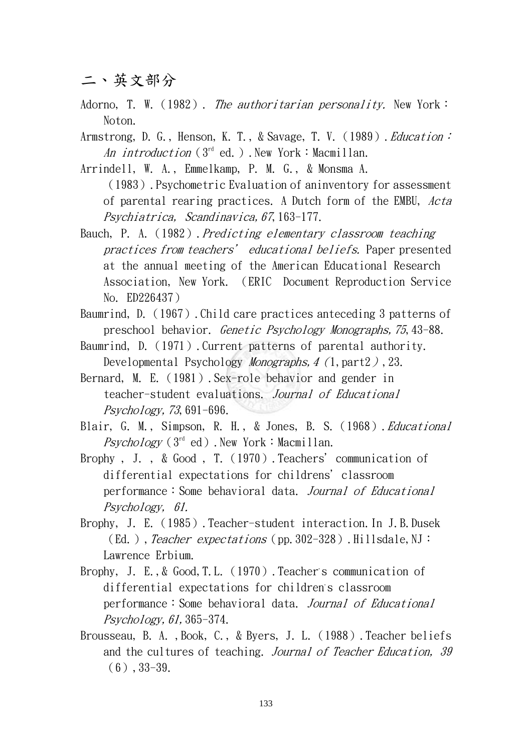## 二、英文部分

Adorno, T. W.（1982）. *The authoritarian personality.* New York：Noton.

Armstrong, D. G., Henson, K. T., & Savage, T. V.（1989）. *Education：An introduction*（3rd ed.）. New York：Macmillan.

Arrindell, W. A., Emmelkamp, P. M. G., & Monsma A.（1983）. Psychometric Evaluation of aninventory for assessment of parental rearing practices. A Dutch form of the EMBU, *Acta Psychiatrica, Scandinavica, 67*, 163-177.

Bauch, P. A.（1982）. *Predicting elementary classroom teaching practices from teachers' educational beliefs.* Paper presented at the annual meeting of the American Educational Research Association, New York.（ERIC Document Reproduction Service No. ED226437）

Baumrind, D.（1967）. Child care practices anteceding 3 patterns of preschool behavior. *Genetic Psychology Monographs, 75*, 43-88.

Baumrind, D.（1971）. Current patterns of parental authority. Developmental Psychology *Monographs, 4（*1, part2*）*, 23.

Bernard, M. E.（1981）. Sex-role behavior and gender in teacher-student evaluations. *Journal of Educational Psychology, 73*, 691-696.

Blair, G. M., Simpson, R. H., & Jones, B. S.（1968）. *Educational Psychology*（3rd ed）. New York：Macmillan.

Brophy , J. , & Good , T.（1970）. Teachers' communication of differential expectations for childrens' classroom performance：Some behavioral data. *Journal of Educational Psychology, 61.*

Brophy, J. E.（1985）. Teacher-student interaction. In J. B. Dusek（Ed.）, *Teacher expectations*（pp. 302-328）. Hillsdale, NJ：Lawrence Erbium.

Brophy, J. E., & Good, T. L.（1970）. Teacher's communication of differential expectations for children's classroom performance：Some behavioral data. *Journal of Educational Psychology, 61*, 365-374.

Brousseau, B. A. , Book, C., & Byers, J. L.（1988）. Teacher beliefs and the cultures of teaching. *Journal of Teacher Education, 39*（6）, 33-39.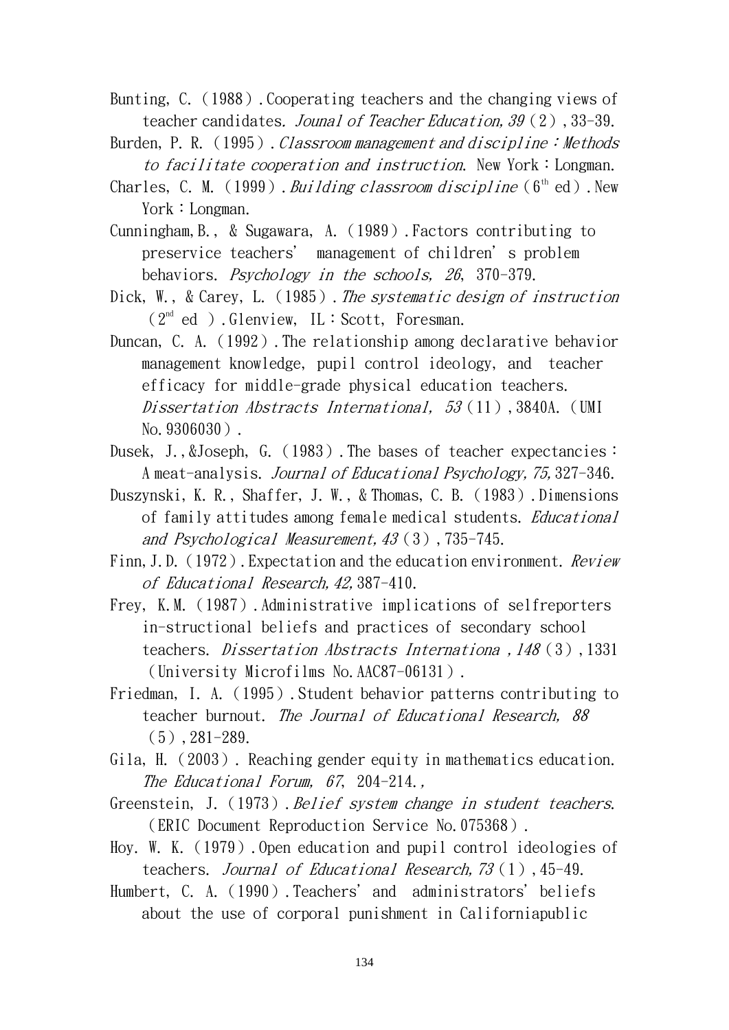Bunting, C.（1988）.Cooperating teachers and the changing views of teacher candidates. *Jounal of Teacher Education, 39*（2）, 33-39.

Burden, P. R.（1995）. *Classroom management and discipline：Methods to facilitate cooperation and instruction.* New York：Longman.

Charles, C. M.（1999）. *Building classroom discipline*（6th ed）. New York：Longman.

Cunningham, B., & Sugawara, A.（1989）. Factors contributing to preservice teachers' management of children's problem behaviors. *Psychology in the schools, 26*, 370-379.

Dick, W., & Carey, L.（1985）. *The systematic design of instruction*（2nd ed ）. Glenview, IL：Scott, Foresman.

Duncan, C. A.（1992）. The relationship among declarative behavior management knowledge, pupil control ideology, and teacher efficacy for middle-grade physical education teachers. *Dissertation Abstracts International, 53*（11）, 3840A.（UMI No.9306030）.

Dusek, J., &Joseph, G.（1983）. The bases of teacher expectancies：A meat-analysis. *Journal of Educational Psychology, 75,* 327-346.

Duszynski, K. R., Shaffer, J. W., & Thomas, C. B.（1983）. Dimensions of family attitudes among female medical students. *Educational and Psychological Measurement, 43*（3）, 735-745.

Finn, J. D.（1972）. Expectation and the education environment. *Review of Educational Research, 42,* 387-410.

Frey, K.M.（1987）. Administrative implications of selfreporters in-structional beliefs and practices of secondary school teachers. *Dissertation Abstracts Internationa , 148*（3）, 1331（University Microfilms No.AAC87-06131）.

Friedman, I. A.（1995）. Student behavior patterns contributing to teacher burnout. *The Journal of Educational Research, 88*（5）, 281-289.

Gila, H.（2003）. Reaching gender equity in mathematics education. *The Educational Forum, 67*, 204-214.,

Greenstein, J.（1973）. *Belief system change in student teachers.*（ERIC Document Reproduction Service No.075368）.

Hoy. W. K.（1979）. Open education and pupil control ideologies of teachers. *Journal of Educational Research, 73*（1）, 45-49.

Humbert, C. A.（1990）. Teachers' and administrators' beliefs about the use of corporal punishment in Californiapublic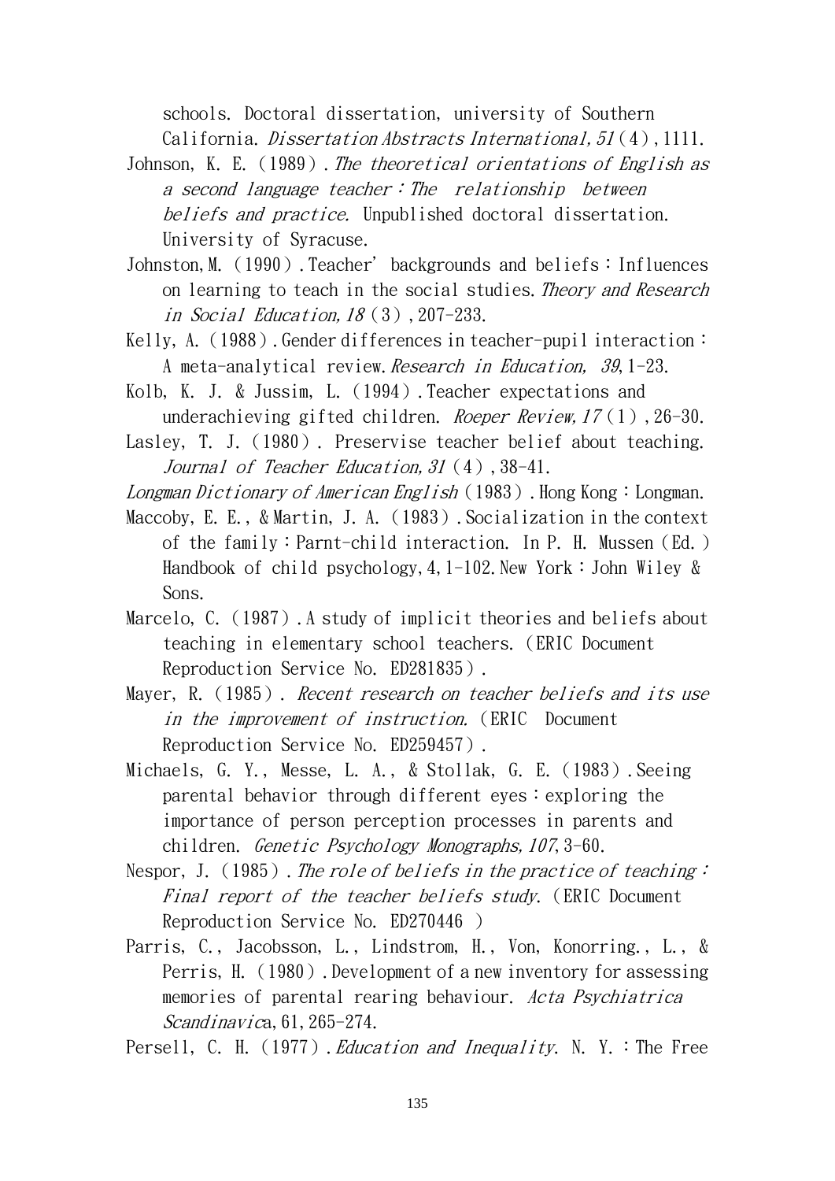schools. Doctoral dissertation, university of Southern California. *Dissertation Abstracts International, 51*（4）, 1111.

Johnson, K. E.（1989）. *The theoretical orientations of English as a second language teacher：The relationship between beliefs and practice.* Unpublished doctoral dissertation. University of Syracuse.

Johnston, M.（1990）. Teacher' backgrounds and beliefs：Influences on learning to teach in the social studies. *Theory and Research in Social Education, 18*（3）, 207-233.

Kelly, A.（1988）. Gender differences in teacher-pupil interaction：A meta-analytical review. *Research in Education, 39*, 1-23.

Kolb, K. J. & Jussim, L.（1994）. Teacher expectations and underachieving gifted children. *Roeper Review, 17*（1）, 26-30.

Lasley, T. J.（1980）. Preservise teacher belief about teaching. *Journal of Teacher Education, 31*（4）, 38-41.

*Longman Dictionary of American English*（1983）. Hong Kong：Longman.

Maccoby, E. E., & Martin, J. A.（1983）. Socialization in the context of the family：Parnt-child interaction. In P. H. Mussen（Ed.）Handbook of child psychology, 4, 1-102. New York：John Wiley & Sons.

Marcelo, C.（1987）. A study of implicit theories and beliefs about teaching in elementary school teachers.（ERIC Document Reproduction Service No. ED281835）.

Mayer, R.（1985）. *Recent research on teacher beliefs and its use in the improvement of instruction.*（ERIC Document Reproduction Service No. ED259457）.

Michaels, G. Y., Messe, L. A., & Stollak, G. E.（1983）. Seeing parental behavior through different eyes：exploring the importance of person perception processes in parents and children. *Genetic Psychology Monographs, 107*, 3-60.

Nespor, J.（1985）. *The role of beliefs in the practice of teaching：Final report of the teacher beliefs study.*（ERIC Document Reproduction Service No. ED270446 ）

Parris, C., Jacobsson, L., Lindstrom, H., Von, Konorring., L., & Perris, H.（1980）. Development of a new inventory for assessing memories of parental rearing behaviour. *Acta Psychiatrica Scandinavica*, 61, 265-274.

Persell, C. H.（1977）. *Education and Inequality.* N. Y.：The Free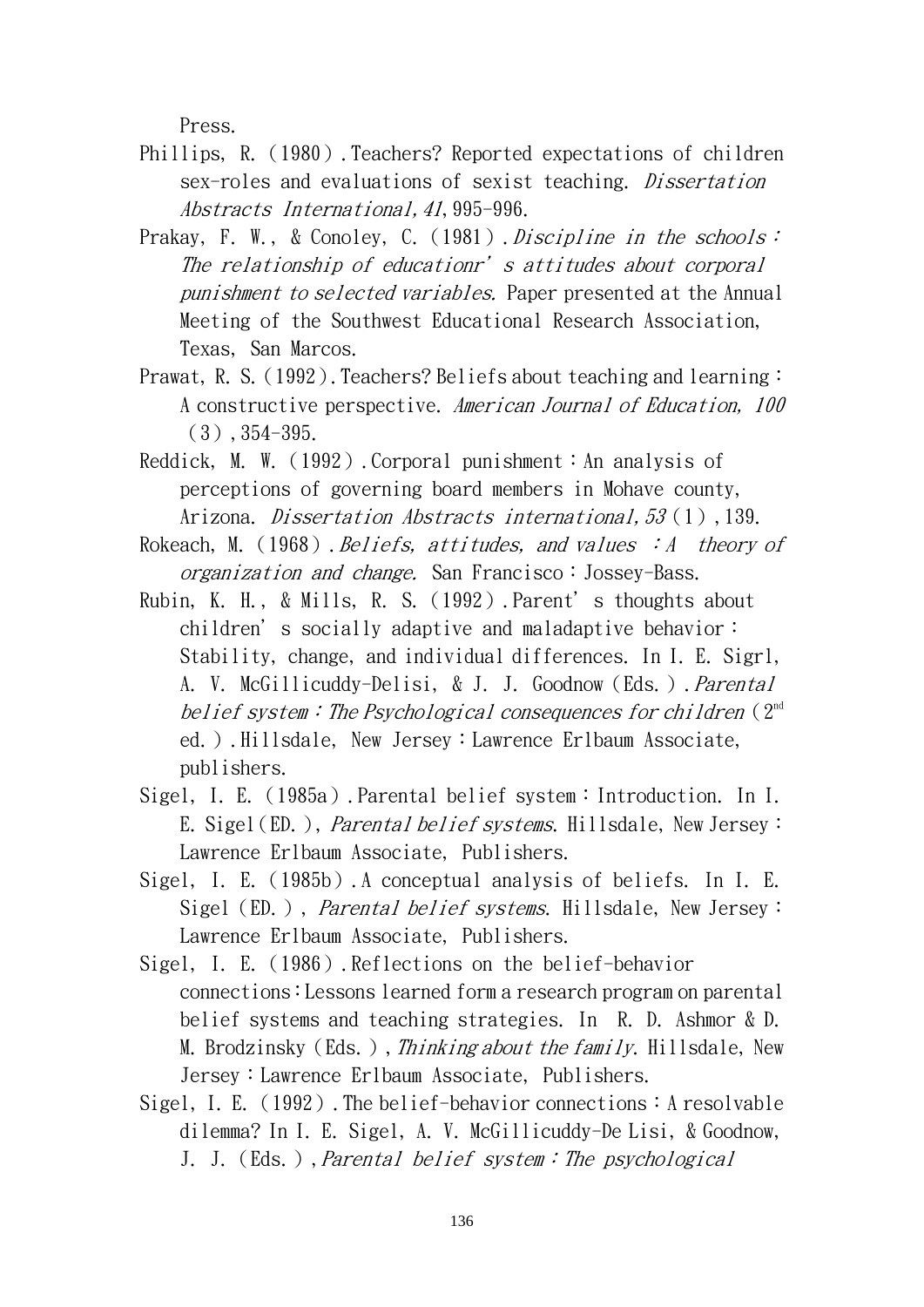Press.

Phillips, R.（1980）.Teachers? Reported expectations of children sex-roles and evaluations of sexist teaching. *Dissertation Abstracts International,41*,995-996.

Prakay, F. W., & Conoley, C.（1981）.*Discipline in the schools：The relationship of educationr's attitudes about corporal punishment to selected variables.* Paper presented at the Annual Meeting of the Southwest Educational Research Association, Texas, San Marcos.

Prawat, R. S.（1992）.Teachers? Beliefs about teaching and learning：A constructive perspective. *American Journal of Education, 100*（3）,354-395.

Reddick, M. W.（1992）.Corporal punishment：An analysis of perceptions of governing board members in Mohave county, Arizona. *Dissertation Abstracts international,53*（1）,139.

Rokeach, M.（1968）.*Beliefs, attitudes, and values ：A theory of organization and change.* San Francisco：Jossey-Bass.

Rubin, K. H., & Mills, R. S.（1992）.Parent's thoughts about children's socially adaptive and maladaptive behavior：Stability, change, and individual differences. In I. E. Sigrl, A. V. McGillicuddy-Delisi, & J. J. Goodnow（Eds.）.*Parental belief system：The Psychological consequences for children*（2nd ed.）.Hillsdale, New Jersey：Lawrence Erlbaum Associate, publishers.

Sigel, I. E.（1985a）.Parental belief system：Introduction. In I. E. Sigel（ED.）, *Parental belief systems*. Hillsdale, New Jersey：Lawrence Erlbaum Associate, Publishers.

Sigel, I. E.（1985b）.A conceptual analysis of beliefs. In I. E. Sigel（ED.）, *Parental belief systems*. Hillsdale, New Jersey：Lawrence Erlbaum Associate, Publishers.

Sigel, I. E.（1986）.Reflections on the belief-behavior connections：Lessons learned form a research program on parental belief systems and teaching strategies. In R. D. Ashmor & D. M. Brodzinsky（Eds.）,*Thinking about the family*. Hillsdale, New Jersey：Lawrence Erlbaum Associate, Publishers.

Sigel, I. E.（1992）.The belief-behavior connections：A resolvable dilemma? In I. E. Sigel, A. V. McGillicuddy-De Lisi, & Goodnow, J. J.（Eds.）,*Parental belief system：The psychological*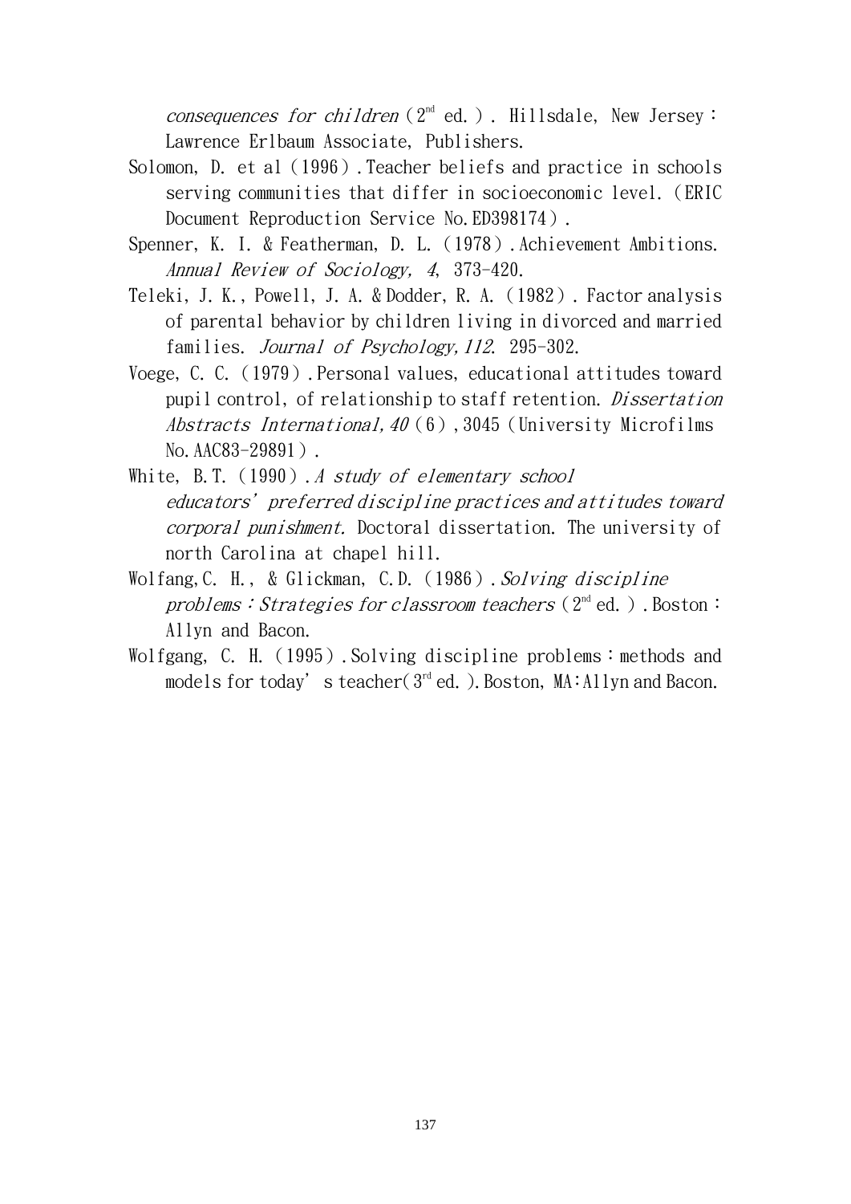*consequences for children* (2nd ed.). Hillsdale, New Jersey : Lawrence Erlbaum Associate, Publishers.

Solomon, D. et al (1996). Teacher beliefs and practice in schools serving communities that differ in socioeconomic level. (ERIC Document Reproduction Service No. ED398174).

Spenner, K. I. & Featherman, D. L. (1978). Achievement Ambitions. *Annual Review of Sociology, 4*, 373-420.

Teleki, J. K., Powell, J. A. & Dodder, R. A. (1982). Factor analysis of parental behavior by children living in divorced and married families. *Journal of Psychology, 112*. 295-302.

Voege, C. C. (1979). Personal values, educational attitudes toward pupil control, of relationship to staff retention. *Dissertation Abstracts International, 40* (6), 3045 (University Microfilms No. AAC83-29891).

White, B.T. (1990). *A study of elementary school educators' preferred discipline practices and attitudes toward corporal punishment.* Doctoral dissertation. The university of north Carolina at chapel hill.

Wolfang, C. H., & Glickman, C.D. (1986). *Solving discipline problems : Strategies for classroom teachers* (2nd ed.). Boston : Allyn and Bacon.

Wolfgang, C. H. (1995). Solving discipline problems : methods and models for today' s teacher(3rd ed.). Boston, MA: Allyn and Bacon.